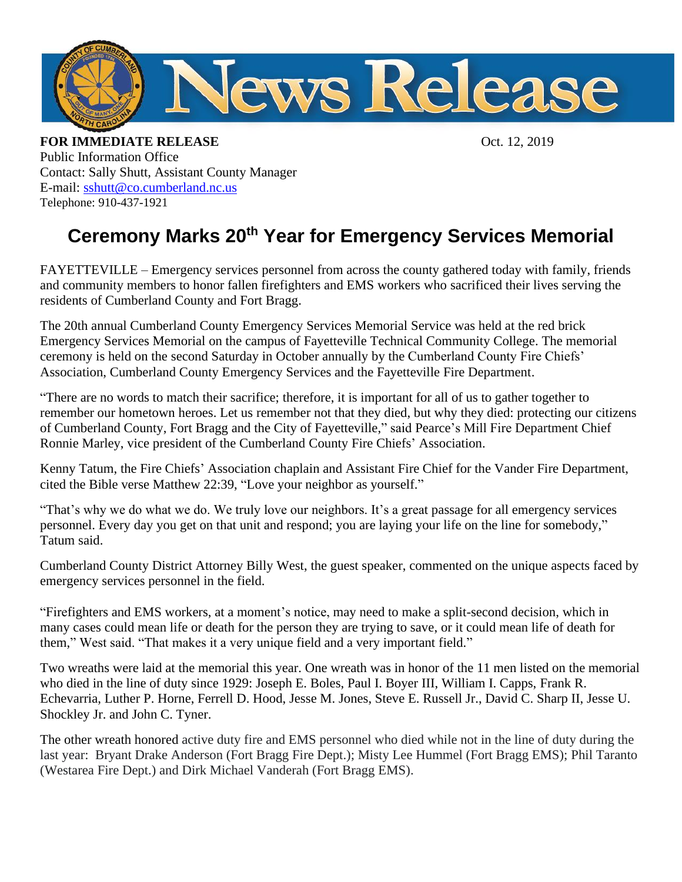**FOR IMMEDIATE RELEASE** Oct. 12, 2019

Public Information Office
Contact: Sally Shutt, Assistant County Manager
E-mail: sshutt@co.cumberland.nc.us
Telephone: 910-437-1921

# Ceremony Marks 20th Year for Emergency Services Memorial

FAYETTEVILLE – Emergency services personnel from across the county gathered today with family, friends and community members to honor fallen firefighters and EMS workers who sacrificed their lives serving the residents of Cumberland County and Fort Bragg.

The 20th annual Cumberland County Emergency Services Memorial Service was held at the red brick Emergency Services Memorial on the campus of Fayetteville Technical Community College. The memorial ceremony is held on the second Saturday in October annually by the Cumberland County Fire Chiefs' Association, Cumberland County Emergency Services and the Fayetteville Fire Department.

"There are no words to match their sacrifice; therefore, it is important for all of us to gather together to remember our hometown heroes. Let us remember not that they died, but why they died: protecting our citizens of Cumberland County, Fort Bragg and the City of Fayetteville," said Pearce's Mill Fire Department Chief Ronnie Marley, vice president of the Cumberland County Fire Chiefs' Association.

Kenny Tatum, the Fire Chiefs' Association chaplain and Assistant Fire Chief for the Vander Fire Department, cited the Bible verse Matthew 22:39, "Love your neighbor as yourself."

"That's why we do what we do. We truly love our neighbors. It's a great passage for all emergency services personnel. Every day you get on that unit and respond; you are laying your life on the line for somebody," Tatum said.

Cumberland County District Attorney Billy West, the guest speaker, commented on the unique aspects faced by emergency services personnel in the field.

"Firefighters and EMS workers, at a moment's notice, may need to make a split-second decision, which in many cases could mean life or death for the person they are trying to save, or it could mean life of death for them," West said. "That makes it a very unique field and a very important field."

Two wreaths were laid at the memorial this year. One wreath was in honor of the 11 men listed on the memorial who died in the line of duty since 1929: Joseph E. Boles, Paul I. Boyer III, William I. Capps, Frank R. Echevarria, Luther P. Horne, Ferrell D. Hood, Jesse M. Jones, Steve E. Russell Jr., David C. Sharp II, Jesse U. Shockley Jr. and John C. Tyner.

The other wreath honored active duty fire and EMS personnel who died while not in the line of duty during the last year: Bryant Drake Anderson (Fort Bragg Fire Dept.); Misty Lee Hummel (Fort Bragg EMS); Phil Taranto (Westarea Fire Dept.) and Dirk Michael Vanderah (Fort Bragg EMS).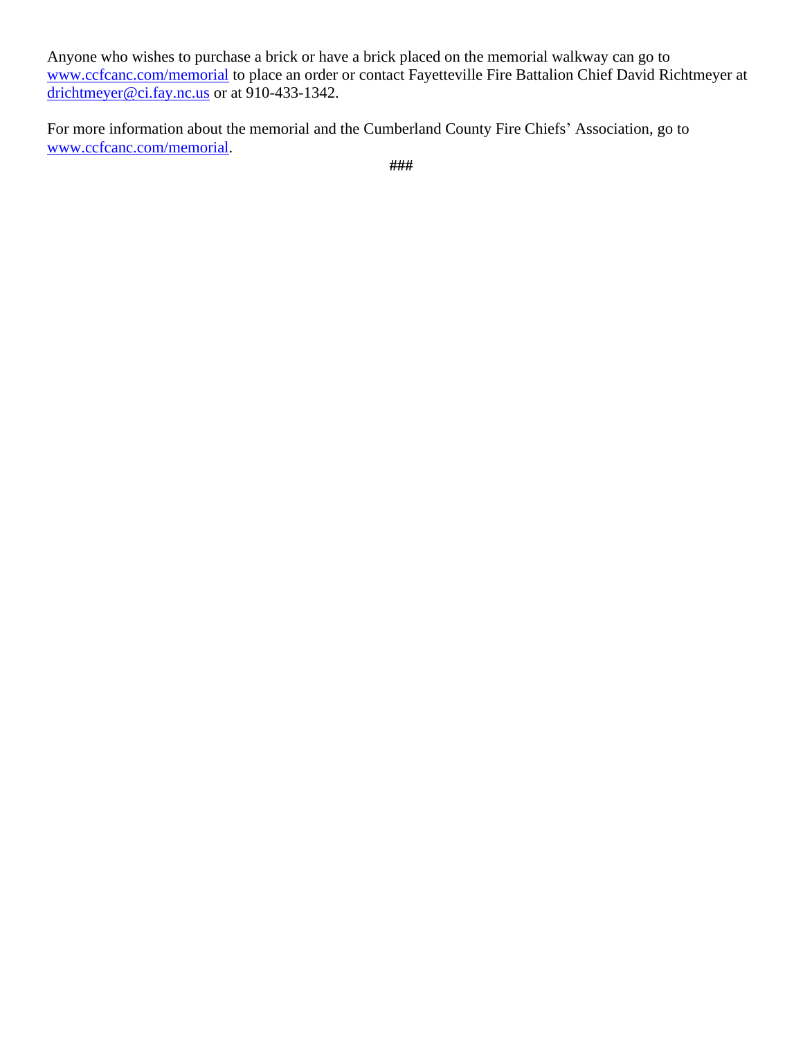Anyone who wishes to purchase a brick or have a brick placed on the memorial walkway can go to www.ccfcanc.com/memorial to place an order or contact Fayetteville Fire Battalion Chief David Richtmeyer at drichtmeyer@ci.fay.nc.us or at 910-433-1342.

For more information about the memorial and the Cumberland County Fire Chiefs' Association, go to www.ccfcanc.com/memorial.

###